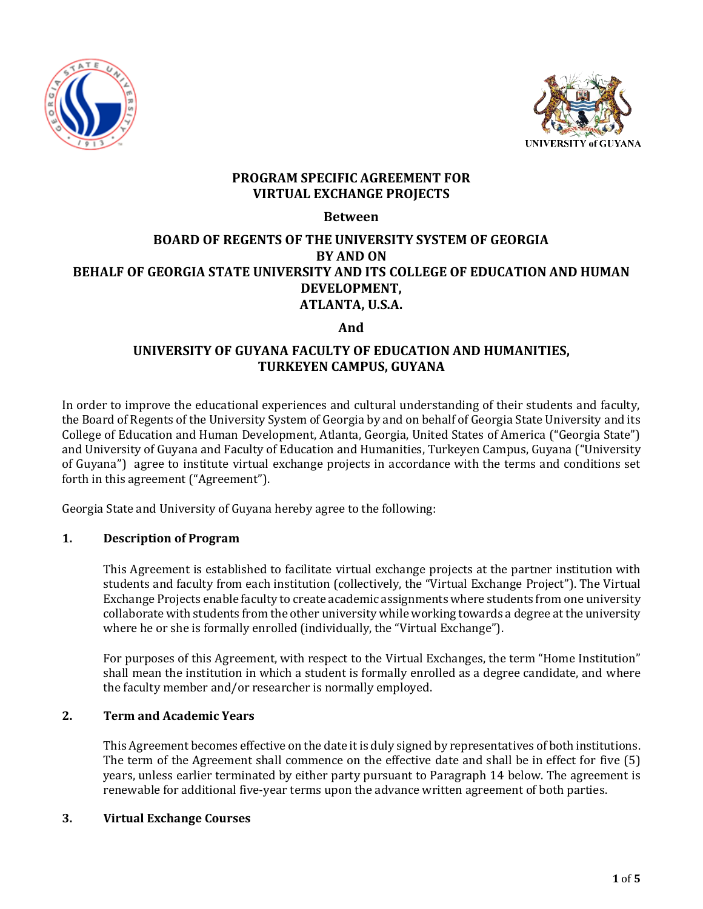# PROGRAM SPECIFIC AGREEMENT FOR VIRTUAL EXCHANGE PROJECTS

**Between**

**BOARD OF REGENTS OF THE UNIVERSITY SYSTEM OF GEORGIA BY AND ON BEHALF OF GEORGIA STATE UNIVERSITY AND ITS COLLEGE OF EDUCATION AND HUMAN DEVELOPMENT, ATLANTA, U.S.A.**

**And**

**UNIVERSITY OF GUYANA FACULTY OF EDUCATION AND HUMANITIES, TURKEYEN CAMPUS, GUYANA**

In order to improve the educational experiences and cultural understanding of their students and faculty, the Board of Regents of the University System of Georgia by and on behalf of Georgia State University and its College of Education and Human Development, Atlanta, Georgia, United States of America ("Georgia State") and University of Guyana and Faculty of Education and Humanities, Turkeyen Campus, Guyana ("University of Guyana") agree to institute virtual exchange projects in accordance with the terms and conditions set forth in this agreement ("Agreement").

Georgia State and University of Guyana hereby agree to the following:

## 1. Description of Program

This Agreement is established to facilitate virtual exchange projects at the partner institution with students and faculty from each institution (collectively, the "Virtual Exchange Project"). The Virtual Exchange Projects enable faculty to create academic assignments where students from one university collaborate with students from the other university while working towards a degree at the university where he or she is formally enrolled (individually, the "Virtual Exchange").

For purposes of this Agreement, with respect to the Virtual Exchanges, the term "Home Institution" shall mean the institution in which a student is formally enrolled as a degree candidate, and where the faculty member and/or researcher is normally employed.

## 2. Term and Academic Years

This Agreement becomes effective on the date it is duly signed by representatives of both institutions. The term of the Agreement shall commence on the effective date and shall be in effect for five (5) years, unless earlier terminated by either party pursuant to Paragraph 14 below. The agreement is renewable for additional five-year terms upon the advance written agreement of both parties.

## 3. Virtual Exchange Courses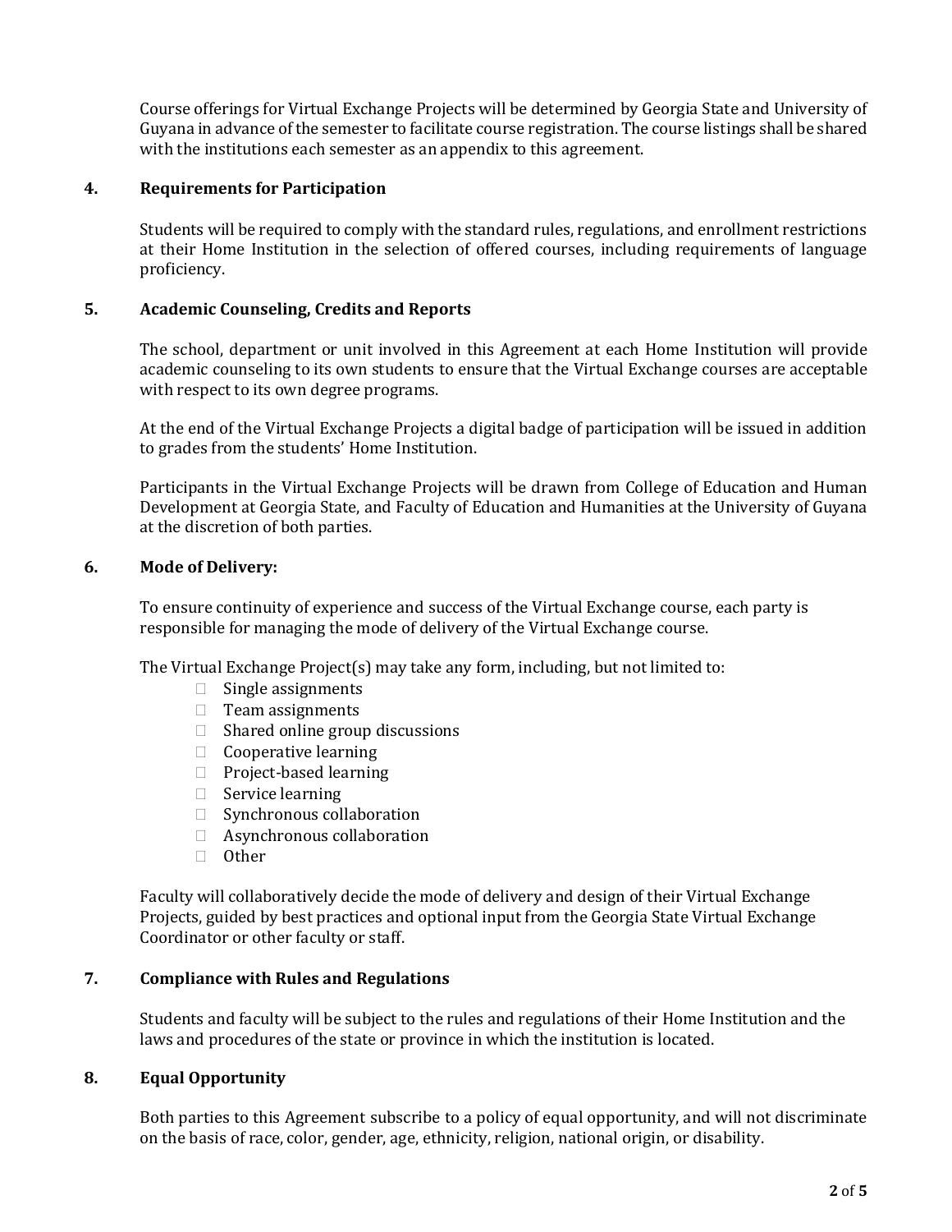Course offerings for Virtual Exchange Projects will be determined by Georgia State and University of Guyana in advance of the semester to facilitate course registration. The course listings shall be shared with the institutions each semester as an appendix to this agreement.

## 4. Requirements for Participation

Students will be required to comply with the standard rules, regulations, and enrollment restrictions at their Home Institution in the selection of offered courses, including requirements of language proficiency.

## 5. Academic Counseling, Credits and Reports

The school, department or unit involved in this Agreement at each Home Institution will provide academic counseling to its own students to ensure that the Virtual Exchange courses are acceptable with respect to its own degree programs.

At the end of the Virtual Exchange Projects a digital badge of participation will be issued in addition to grades from the students' Home Institution.

Participants in the Virtual Exchange Projects will be drawn from College of Education and Human Development at Georgia State, and Faculty of Education and Humanities at the University of Guyana at the discretion of both parties.

## 6. Mode of Delivery:

To ensure continuity of experience and success of the Virtual Exchange course, each party is responsible for managing the mode of delivery of the Virtual Exchange course.

The Virtual Exchange Project(s) may take any form, including, but not limited to:

- Single assignments
- Team assignments
- Shared online group discussions
- Cooperative learning
- Project-based learning
- Service learning
- Synchronous collaboration
- Asynchronous collaboration
- Other

Faculty will collaboratively decide the mode of delivery and design of their Virtual Exchange Projects, guided by best practices and optional input from the Georgia State Virtual Exchange Coordinator or other faculty or staff.

## 7. Compliance with Rules and Regulations

Students and faculty will be subject to the rules and regulations of their Home Institution and the laws and procedures of the state or province in which the institution is located.

## 8. Equal Opportunity

Both parties to this Agreement subscribe to a policy of equal opportunity, and will not discriminate on the basis of race, color, gender, age, ethnicity, religion, national origin, or disability.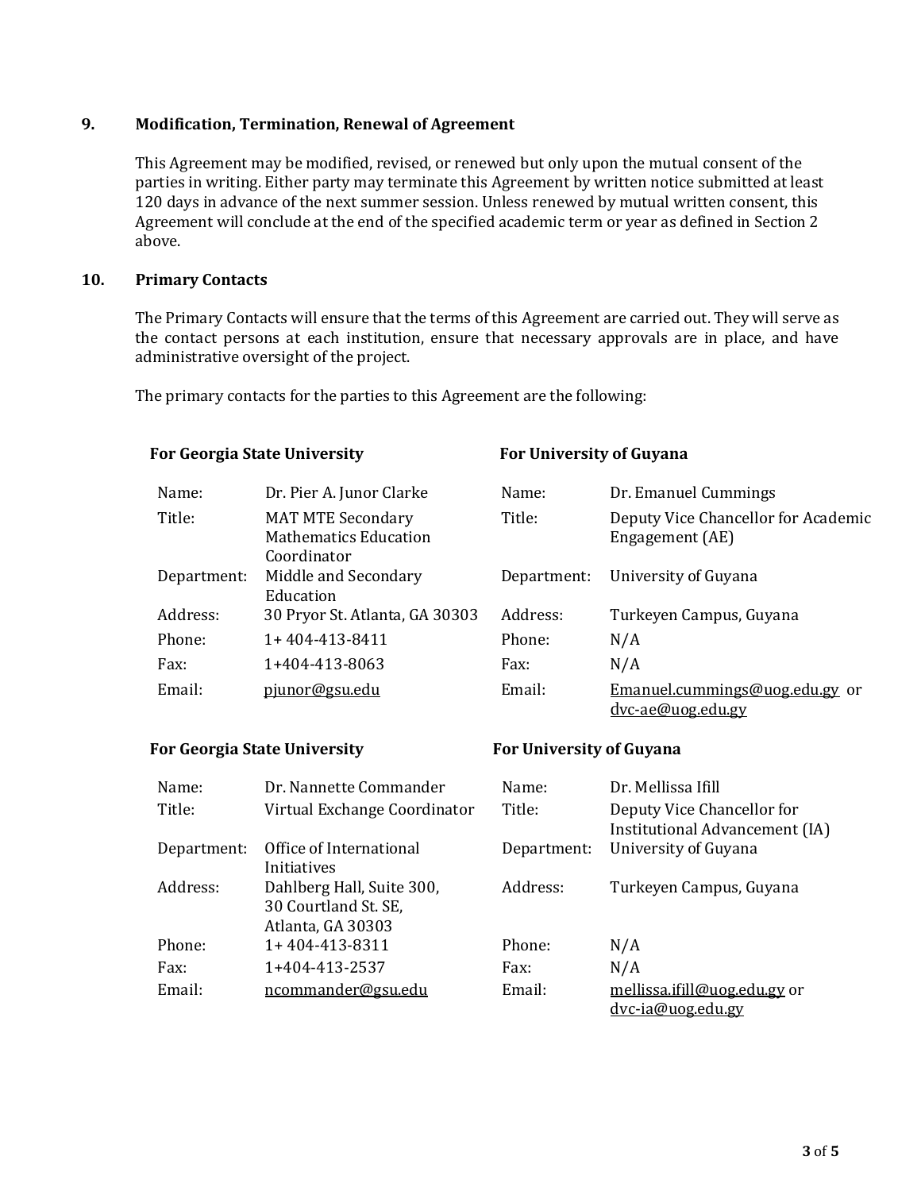## 9. Modification, Termination, Renewal of Agreement

This Agreement may be modified, revised, or renewed but only upon the mutual consent of the parties in writing. Either party may terminate this Agreement by written notice submitted at least 120 days in advance of the next summer session. Unless renewed by mutual written consent, this Agreement will conclude at the end of the specified academic term or year as defined in Section 2 above.

## 10. Primary Contacts

The Primary Contacts will ensure that the terms of this Agreement are carried out. They will serve as the contact persons at each institution, ensure that necessary approvals are in place, and have administrative oversight of the project.

The primary contacts for the parties to this Agreement are the following:

| **For Georgia State University** | | **For University of Guyana** | |
|---|---|---|---|
| Name: | Dr. Pier A. Junor Clarke | Name: | Dr. Emanuel Cummings |
| Title: | MAT MTE Secondary Mathematics Education Coordinator | Title: | Deputy Vice Chancellor for Academic Engagement (AE) |
| Department: | Middle and Secondary Education | Department: | University of Guyana |
| Address: | 30 Pryor St. Atlanta, GA 30303 | Address: | Turkeyen Campus, Guyana |
| Phone: | 1+ 404-413-8411 | Phone: | N/A |
| Fax: | 1+404-413-8063 | Fax: | N/A |
| Email: | pjunor@gsu.edu | Email: | Emanuel.cummings@uog.edu.gy or dvc-ae@uog.edu.gy |

| **For Georgia State University** | | **For University of Guyana** | |
|---|---|---|---|
| Name: | Dr. Nannette Commander | Name: | Dr. Mellissa Ifill |
| Title: | Virtual Exchange Coordinator | Title: | Deputy Vice Chancellor for Institutional Advancement (IA) |
| Department: | Office of International Initiatives | Department: | University of Guyana |
| Address: | Dahlberg Hall, Suite 300, 30 Courtland St. SE, Atlanta, GA 30303 | Address: | Turkeyen Campus, Guyana |
| Phone: | 1+ 404-413-8311 | Phone: | N/A |
| Fax: | 1+404-413-2537 | Fax: | N/A |
| Email: | ncommander@gsu.edu | Email: | mellissa.ifill@uog.edu.gy or dvc-ia@uog.edu.gy |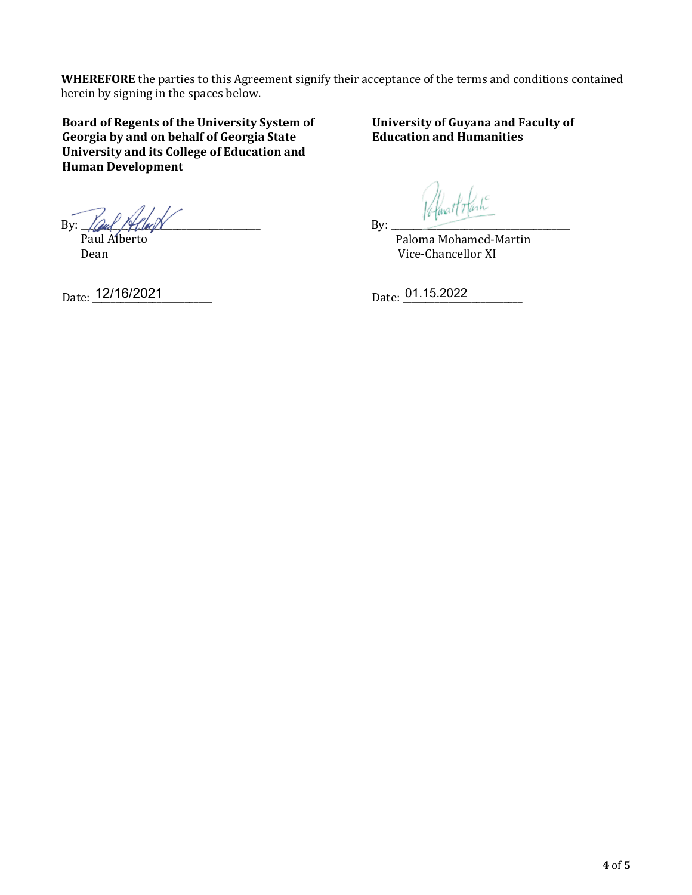**WHEREFORE** the parties to this Agreement signify their acceptance of the terms and conditions contained herein by signing in the spaces below.

**Board of Regents of the University System of Georgia by and on behalf of Georgia State University and its College of Education and Human Development**

By: ______________________________

Paul Alberto
Dean

Date: 12/16/2021

**University of Guyana and Faculty of Education and Humanities**

By: ______________________________

Paloma Mohamed-Martin
Vice-Chancellor XI

Date: 01.15.2022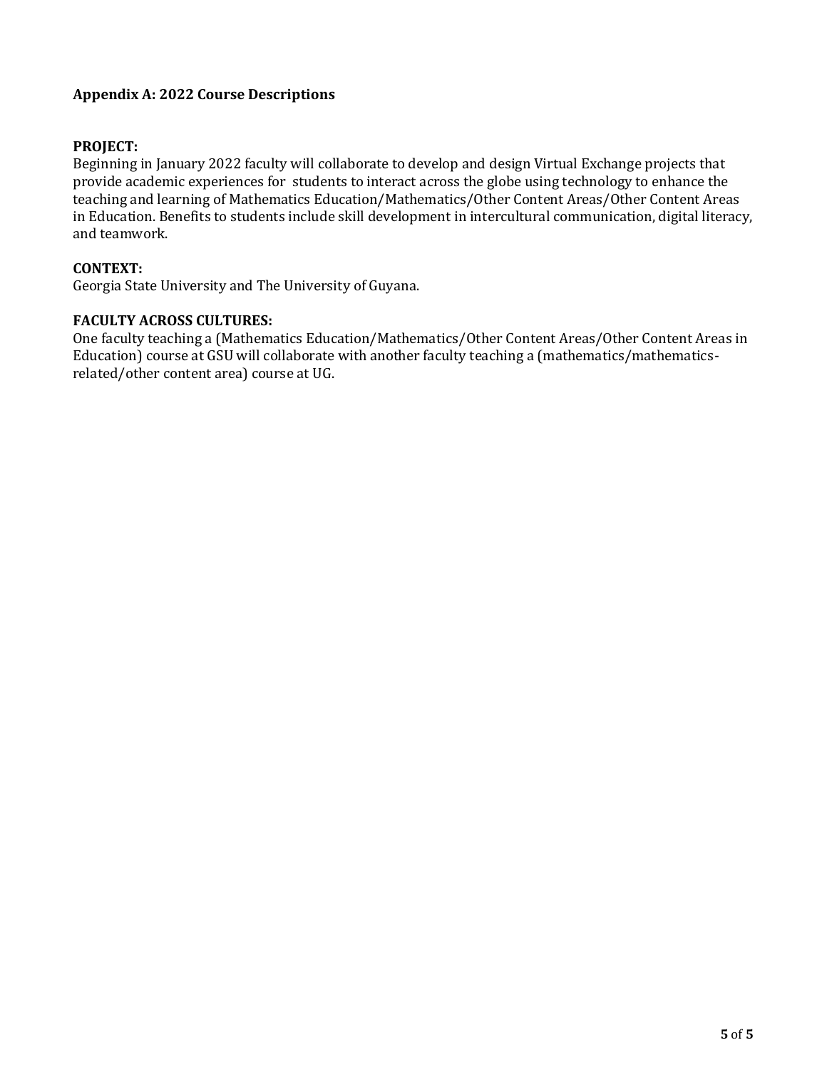**Appendix A: 2022 Course Descriptions**

**PROJECT:**
Beginning in January 2022 faculty will collaborate to develop and design Virtual Exchange projects that provide academic experiences for students to interact across the globe using technology to enhance the teaching and learning of Mathematics Education/Mathematics/Other Content Areas/Other Content Areas in Education. Benefits to students include skill development in intercultural communication, digital literacy, and teamwork.

**CONTEXT:**
Georgia State University and The University of Guyana.

**FACULTY ACROSS CULTURES:**
One faculty teaching a (Mathematics Education/Mathematics/Other Content Areas/Other Content Areas in Education) course at GSU will collaborate with another faculty teaching a (mathematics/mathematics-related/other content area) course at UG.